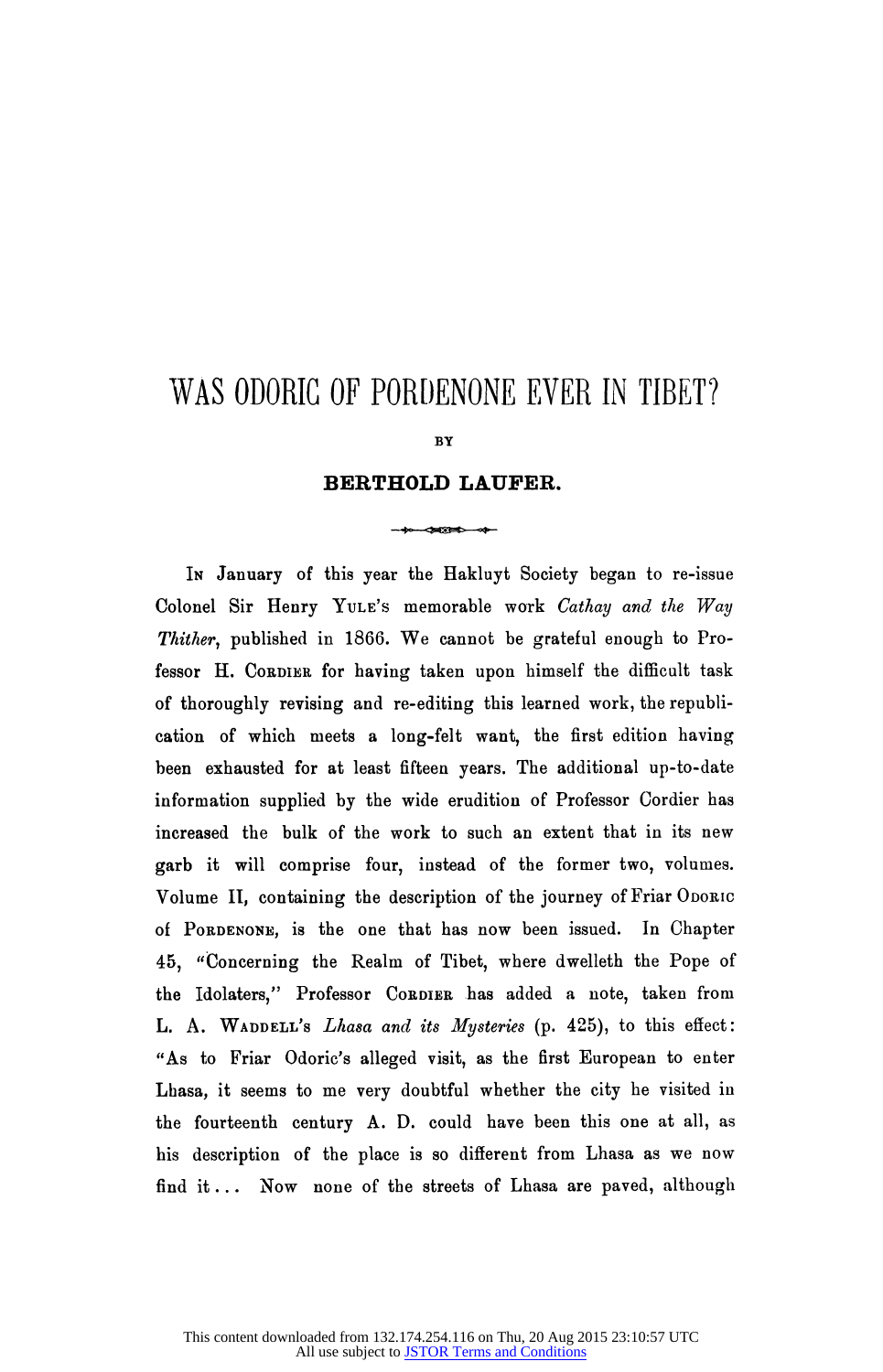# WAS ODORIC OF PORDENONE EVER IN TIBET?

BY

**BERTHOLD LAUFER.**

IN January of this year the Hakluyt Society began to re-issue Colonel Sir Henry YULE'S memorable work *Cathay and the Way Thither*, published in 1866. We cannot be grateful enough to Professor H. CORDIER for having taken upon himself the difficult task of thoroughly revising and re-editing this learned work, the republication of which meets a long-felt want, the first edition having been exhausted for at least fifteen years. The additional up-to-date information supplied by the wide erudition of Professor Cordier has increased the bulk of the work to such an extent that in its new garb it will comprise four, instead of the former two, volumes. Volume II, containing the description of the journey of Friar ODORIC of PORDENONE, is the one that has now been issued. In Chapter 45, "Concerning the Realm of Tibet, where dwelleth the Pope of the Idolaters," Professor CORDIER has added a note, taken from L. A. WADDELL'S *Lhasa and its Mysteries* (p. 425), to this effect: "As to Friar Odoric's alleged visit, as the first European to enter Lhasa, it seems to me very doubtful whether the city he visited in the fourteenth century A. D. could have been this one at all, as his description of the place is so different from Lhasa as we now find it... Now none of the streets of Lhasa are paved, although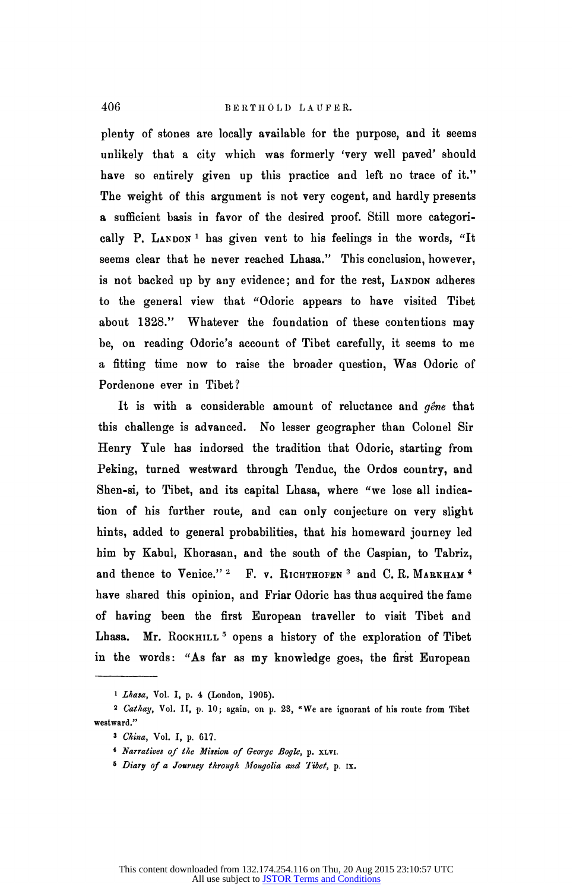plenty of stones are locally available for the purpose, and it seems unlikely that a city which was formerly 'very well paved' should have so entirely given up this practice and left no trace of it." The weight of this argument is not very cogent, and hardly presents a sufficient basis in favor of the desired proof. Still more categorically P. LANDON [1] has given vent to his feelings in the words, "It seems clear that he never reached Lhasa." This conclusion, however, is not backed up by any evidence; and for the rest, LANDON adheres to the general view that "Odoric appears to have visited Tibet about 1328." Whatever the foundation of these contentions may be, on reading Odoric's account of Tibet carefully, it seems to me a fitting time now to raise the broader question, Was Odoric of Pordenone ever in Tibet?

It is with a considerable amount of reluctance and *gêne* that this challenge is advanced. No lesser geographer than Colonel Sir Henry Yule has indorsed the tradition that Odoric, starting from Peking, turned westward through Tenduc, the Ordos country, and Shen-si, to Tibet, and its capital Lhasa, where "we lose all indication of his further route, and can only conjecture on very slight hints, added to general probabilities, that his homeward journey led him by Kabul, Khorasan, and the south of the Caspian, to Tabriz, and thence to Venice." [2] F. v. RICHTHOFEN [3] and C. R. MARKHAM [4] have shared this opinion, and Friar Odoric has thus acquired the fame of having been the first European traveller to visit Tibet and Lhasa. Mr. ROCKHILL [5] opens a history of the exploration of Tibet in the words: "As far as my knowledge goes, the first European

---

[1] *Lhasa*, Vol. I, p. 4 (London, 1905).

[2] *Cathay*, Vol. II, p. 10; again, on p. 23, "We are ignorant of his route from Tibet westward."

[3] *China*, Vol. I, p. 617.

[4] *Narratives of the Mission of George Bogle*, p. XLVI.

[5] *Diary of a Journey through Mongolia and Tibet*, p. IX.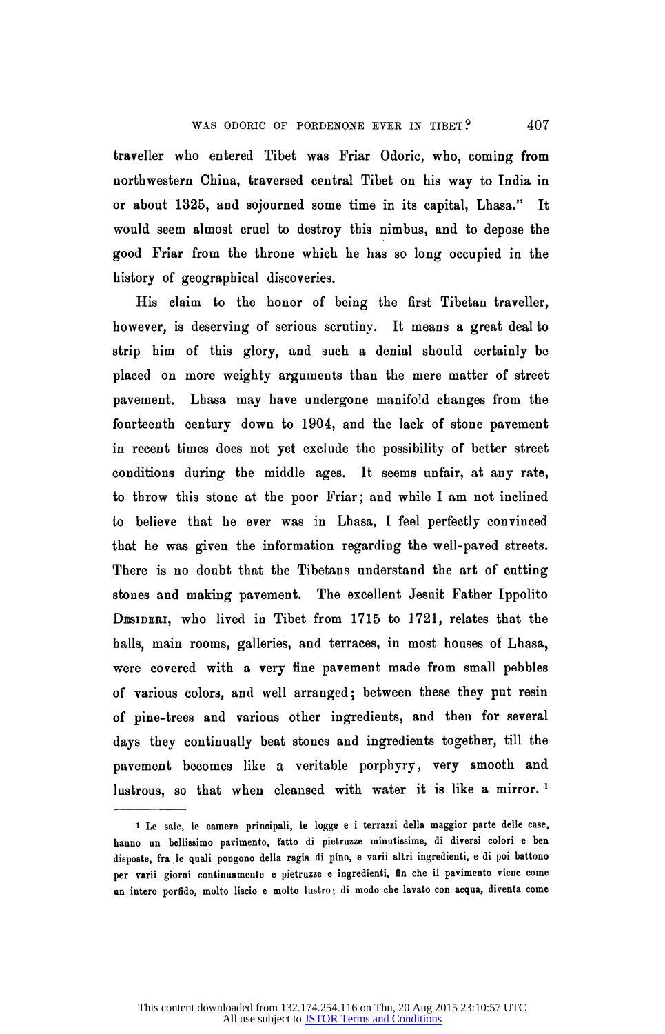traveller who entered Tibet was Friar Odoric, who, coming from northwestern China, traversed central Tibet on his way to India in or about 1325, and sojourned some time in its capital, Lhasa." It would seem almost cruel to destroy this nimbus, and to depose the good Friar from the throne which he has so long occupied in the history of geographical discoveries.

His claim to the honor of being the first Tibetan traveller, however, is deserving of serious scrutiny. It means a great deal to strip him of this glory, and such a denial should certainly be placed on more weighty arguments than the mere matter of street pavement. Lhasa may have undergone manifold changes from the fourteenth century down to 1904, and the lack of stone pavement in recent times does not yet exclude the possibility of better street conditions during the middle ages. It seems unfair, at any rate, to throw this stone at the poor Friar; and while I am not inclined to believe that he ever was in Lhasa, I feel perfectly convinced that he was given the information regarding the well-paved streets. There is no doubt that the Tibetans understand the art of cutting stones and making pavement. The excellent Jesuit Father Ippolito Desideri, who lived in Tibet from 1715 to 1721, relates that the halls, main rooms, galleries, and terraces, in most houses of Lhasa, were covered with a very fine pavement made from small pebbles of various colors, and well arranged; between these they put resin of pine-trees and various other ingredients, and then for several days they continually beat stones and ingredients together, till the pavement becomes like a veritable porphyry, very smooth and lustrous, so that when cleansed with water it is like a mirror.[1]

---

[1] Le sale, le camere principali, le logge e i terrazzi della maggior parte delle case, hanno un bellissimo pavimento, fatto di pietruzze minutissime, di diversi colori e ben disposte, fra le quali pongono della ragia di pino, e varii altri ingredienti, e di poi battono per varii giorni continuamente e pietruzze e ingredienti, fin che il pavimento viene come un intero porfido, molto liscio e molto lustro; di modo che lavato con acqua, diventa come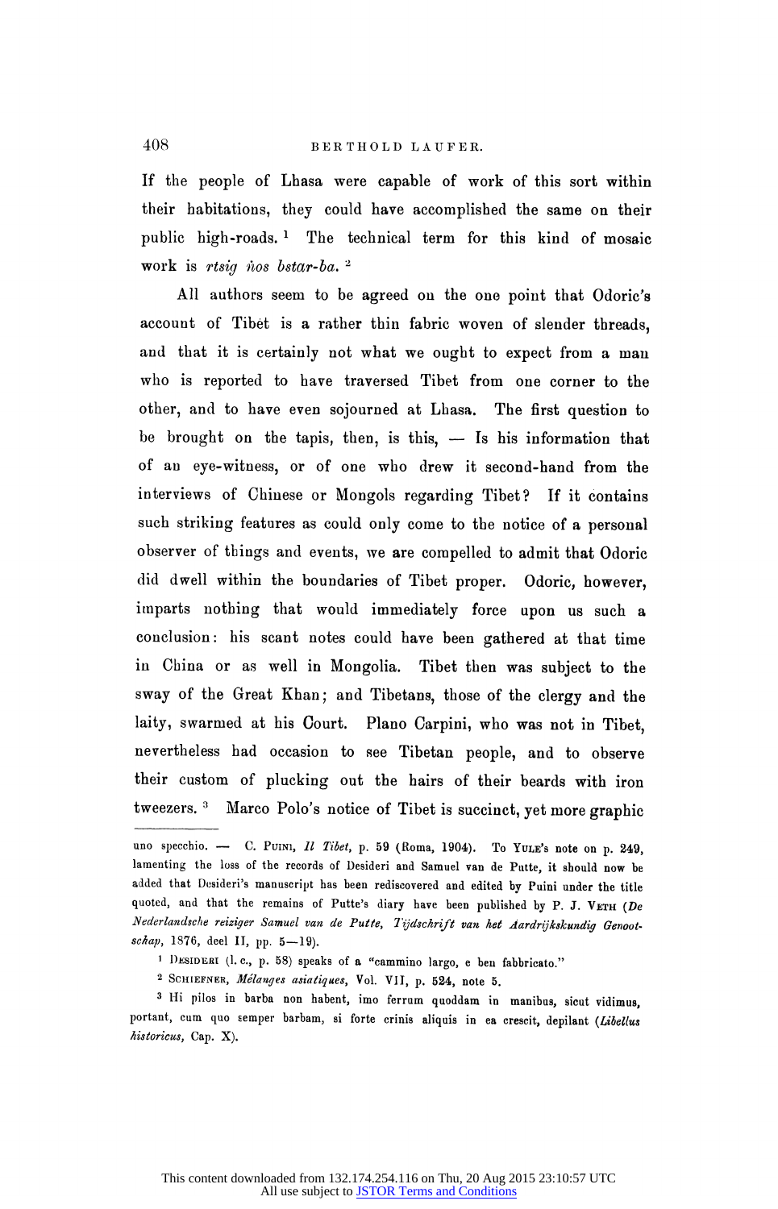If the people of Lhasa were capable of work of this sort within their habitations, they could have accomplished the same on their public high-roads. [1] The technical term for this kind of mosaic work is *rtsig ṅos bstar-ba.* [2]

All authors seem to be agreed on the one point that Odoric's account of Tibet is a rather thin fabric woven of slender threads, and that it is certainly not what we ought to expect from a man who is reported to have traversed Tibet from one corner to the other, and to have even sojourned at Lhasa. The first question to be brought on the tapis, then, is this, — Is his information that of an eye-witness, or of one who drew it second-hand from the interviews of Chinese or Mongols regarding Tibet? If it contains such striking features as could only come to the notice of a personal observer of things and events, we are compelled to admit that Odoric did dwell within the boundaries of Tibet proper. Odoric, however, imparts nothing that would immediately force upon us such a conclusion: his scant notes could have been gathered at that time in China or as well in Mongolia. Tibet then was subject to the sway of the Great Khan; and Tibetans, those of the clergy and the laity, swarmed at his Court. Plano Carpini, who was not in Tibet, nevertheless had occasion to see Tibetan people, and to observe their custom of plucking out the hairs of their beards with iron tweezers. [3] Marco Polo's notice of Tibet is succinct, yet more graphic

---

uno specchio. — C. Puini, *Il Tibet*, p. 59 (Roma, 1904). To Yule's note on p. 249, lamenting the loss of the records of Desideri and Samuel van de Putte, it should now be added that Desideri's manuscript has been rediscovered and edited by Puini under the title quoted, and that the remains of Putte's diary have been published by P. J. Veth (*De Nederlandsche reiziger Samuel van de Putte, Tijdschrift van het Aardrijkskundig Genootschap*, 1876, deel II, pp. 5—19).

[1] Desideri (l. c., p. 58) speaks of a "cammino largo, e ben fabbricato."

[2] Schiefner, *Mélanges asiatiques*, Vol. VII, p. 524, note 5.

[3] Hi pilos in barba non habent, imo ferrum quoddam in manibus, sicut vidimus, portant, cum quo semper barbam, si forte crinis aliquis in ea crescit, depilant (*Libellus historicus*, Cap. X).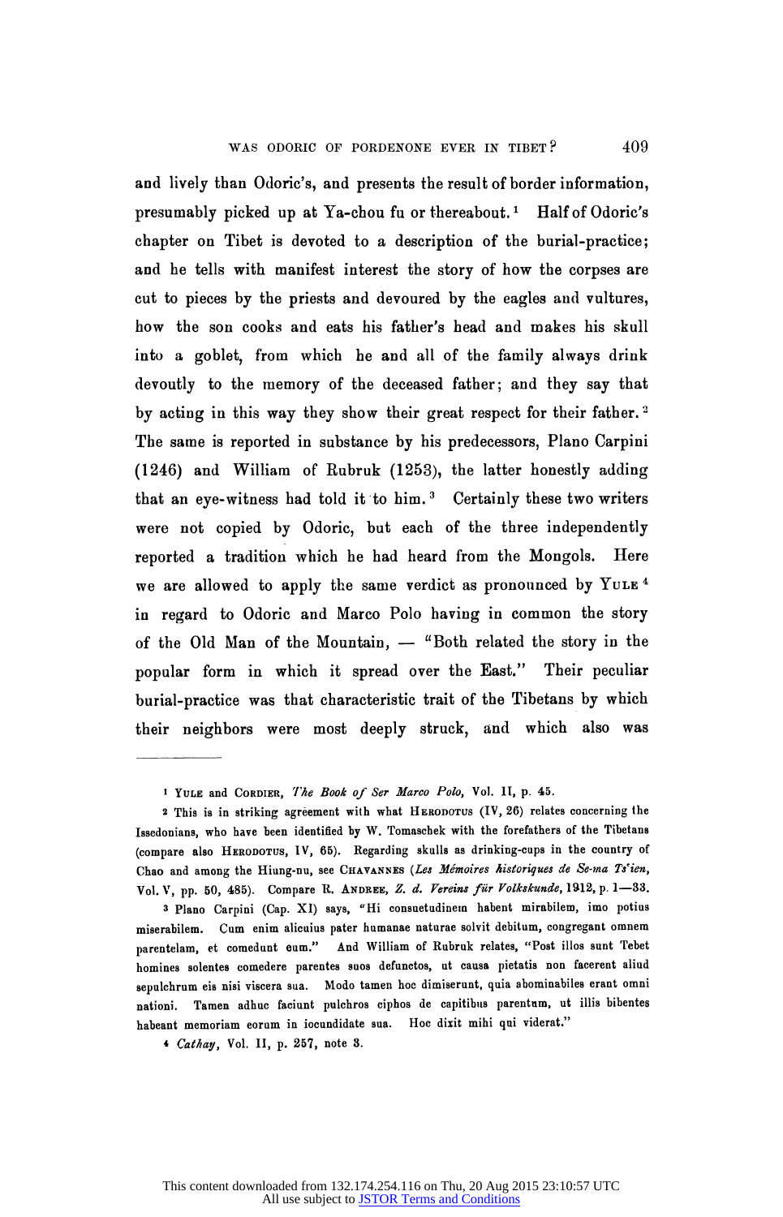and lively than Odoric's, and presents the result of border information, presumably picked up at Ya-chou fu or thereabout.[1] Half of Odoric's chapter on Tibet is devoted to a description of the burial-practice; and he tells with manifest interest the story of how the corpses are cut to pieces by the priests and devoured by the eagles and vultures, how the son cooks and eats his father's head and makes his skull into a goblet, from which he and all of the family always drink devoutly to the memory of the deceased father; and they say that by acting in this way they show their great respect for their father.[2] The same is reported in substance by his predecessors, Plano Carpini (1246) and William of Rubruk (1253), the latter honestly adding that an eye-witness had told it to him.[3] Certainly these two writers were not copied by Odoric, but each of the three independently reported a tradition which he had heard from the Mongols. Here we are allowed to apply the same verdict as pronounced by Yule[4] in regard to Odoric and Marco Polo having in common the story of the Old Man of the Mountain, — "Both related the story in the popular form in which it spread over the East." Their peculiar burial-practice was that characteristic trait of the Tibetans by which their neighbors were most deeply struck, and which also was

---

[1] Yule and Cordier, *The Book of Ser Marco Polo*, Vol. II, p. 45.

[2] This is in striking agreement with what Herodotus (IV, 26) relates concerning the Issedonians, who have been identified by W. Tomaschek with the forefathers of the Tibetans (compare also Herodotus, IV, 65). Regarding skulls as drinking-cups in the country of Chao and among the Hiung-nu, see Chavannes (*Les Mémoires historiques de Se-ma Ts'ien*, Vol. V, pp. 50, 485). Compare R. Andree, *Z. d. Vereins für Volkskunde*, 1912, p. 1—33.

[3] Plano Carpini (Cap. XI) says, "Hi consuetudinem habent mirabilem, imo potius miserabilem. Cum enim alicuius pater humanae naturae solvit debitum, congregant omnem parentelam, et comedunt eum." And William of Rubruk relates, "Post illos sunt Tebet homines solentes comedere parentes suos defunctos, ut causa pietatis non facerent aliud sepulchrum eis nisi viscera sua. Modo tamen hoc dimiserunt, quia abominabiles erant omni nationi. Tamen adhuc faciunt pulchros ciphos de capitibus parentum, ut illis bibentes habeant memoriam eorum in iocundidate sua. Hoc dixit mihi qui viderat."

[4] *Cathay*, Vol. II, p. 257, note 3.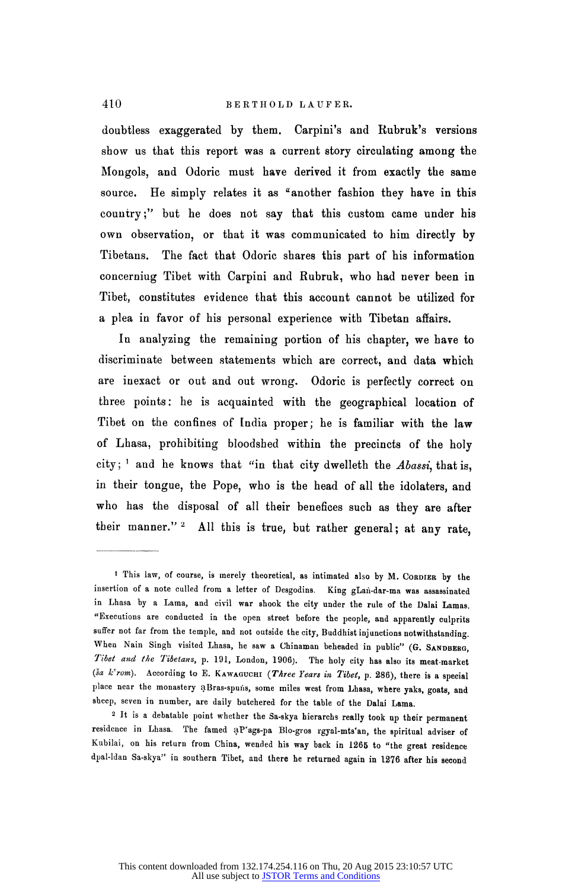doubtless exaggerated by them. Carpini's and Rubruk's versions show us that this report was a current story circulating among the Mongols, and Odoric must have derived it from exactly the same source. He simply relates it as "another fashion they have in this country;" but he does not say that this custom came under his own observation, or that it was communicated to him directly by Tibetans. The fact that Odoric shares this part of his information concerniug Tibet with Carpini and Rubruk, who had never been in Tibet, constitutes evidence that this account cannot be utilized for a plea in favor of his personal experience with Tibetan affairs.

In analyzing the remaining portion of his chapter, we have to discriminate between statements which are correct, and data which are inexact or out and out wrong. Odoric is perfectly correct on three points: he is acquainted with the geographical location of Tibet on the confines of India proper; he is familiar with the law of Lhasa, prohibiting bloodshed within the precincts of the holy city; [1] and he knows that "in that city dwelleth the *Abassi*, that is, in their tongue, the Pope, who is the head of all the idolaters, and who has the disposal of all their benefices such as they are after their manner." [2] All this is true, but rather general; at any rate,

---

[1] This law, of course, is merely theoretical, as intimated also by M. Cordier by the insertion of a note culled from a letter of Desgodins. King gLaṅ-dar-ma was assassinated in Lhasa by a Lama, and civil war shook the city under the rule of the Dalai Lamas. "Executions are conducted in the open street before the people, and apparently culprits suffer not far from the temple, and not outside the city, Buddhist injunctions notwithstanding. When Nain Singh visited Lhasa, he saw a Chinaman beheaded in public" (G. Sandberg, *Tibet and the Tibetans*, p. 191, London, 1906). The holy city has also its meat-market (*ša k'rom*). According to E. Kawaguchi (*Three Years in Tibet*, p. 286), there is a special place near the monastery ḥBras-spuṅs, some miles west from Lhasa, where yaks, goats, and sheep, seven in number, are daily butchered for the table of the Dalai Lama.

[2] It is a debatable point whether the Sa-skya hierarchs really took up their permanent residence in Lhasa. The famed ḥP'ags-pa Blo-gros rgyal-mts'an, the spiritual adviser of Kubilai, on his return from China, wended his way back in 1265 to "the great residence dpal-ldan Sa-skya" in southern Tibet, and there he returned again in 1276 after his second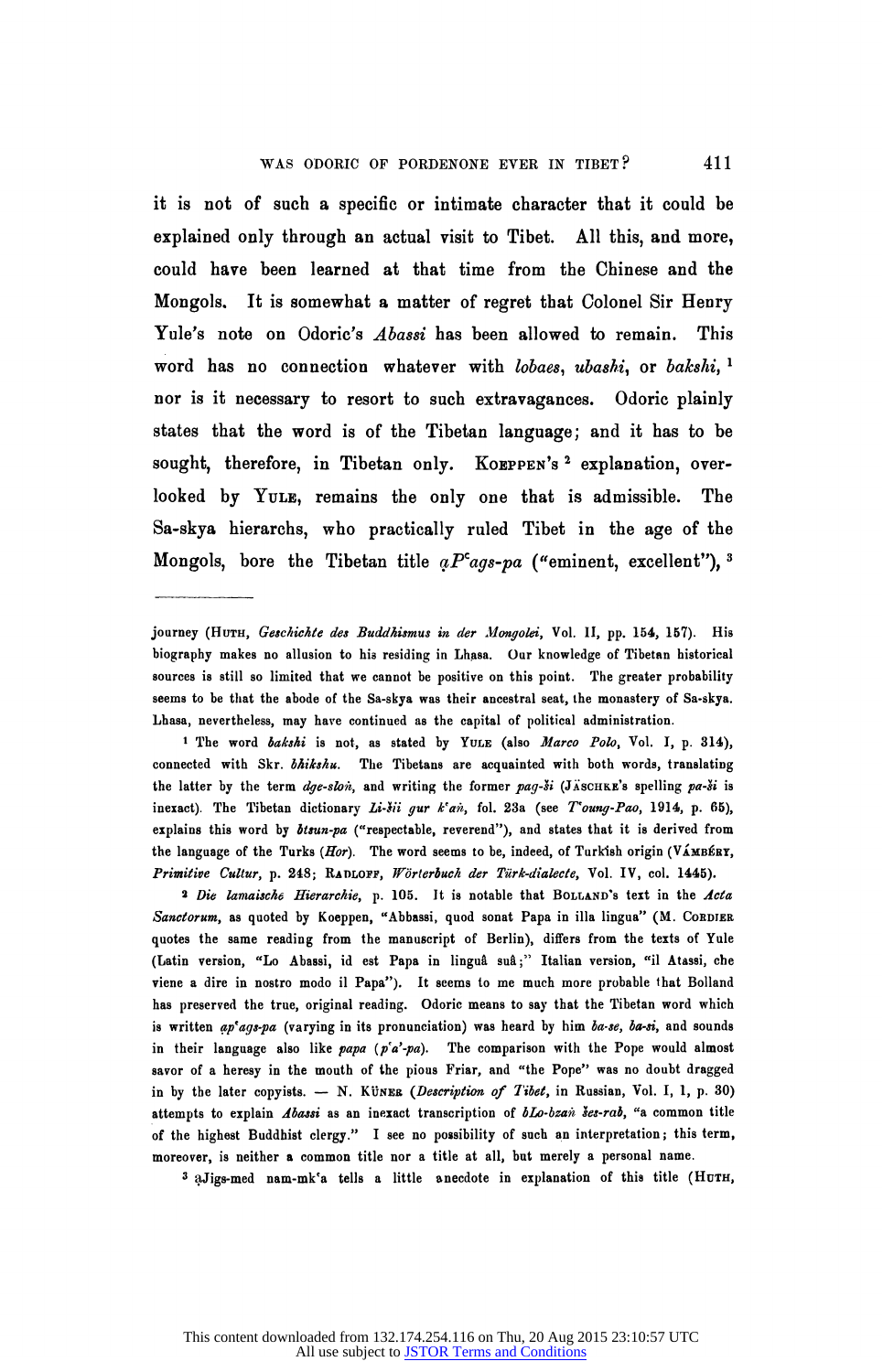it is not of such a specific or intimate character that it could be explained only through an actual visit to Tibet. All this, and more, could have been learned at that time from the Chinese and the Mongols. It is somewhat a matter of regret that Colonel Sir Henry Yule's note on Odoric's *Abassi* has been allowed to remain. This word has no connection whatever with *lobaes*, *ubashi*, or *bakshi*, [1] nor is it necessary to resort to such extravagances. Odoric plainly states that the word is of the Tibetan language; and it has to be sought, therefore, in Tibetan only. Koeppen's [2] explanation, overlooked by Yule, remains the only one that is admissible. The Sa-skya hierarchs, who practically ruled Tibet in the age of the Mongols, bore the Tibetan title *ạPʻags-pa* ("eminent, excellent"), [3]

---

journey (Huth, *Geschichte des Buddhismus in der Mongolei*, Vol. II, pp. 154, 157). His biography makes no allusion to his residing in Lhasa. Our knowledge of Tibetan historical sources is still so limited that we cannot be positive on this point. The greater probability seems to be that the abode of the Sa-skya was their ancestral seat, the monastery of Sa-skya. Lhasa, nevertheless, may have continued as the capital of political administration.

[1] The word *bakshi* is not, as stated by Yule (also *Marco Polo*, Vol. I, p. 314), connected with Skr. *bhikshu*. The Tibetans are acquainted with both words, translating the latter by the term *dge-sloṅ*, and writing the former *pag-ši* (Jäschke's spelling *pa-ši* is inexact). The Tibetan dictionary *Li-šii gur kʻaṅ*, fol. 23a (see *Tʻoung-Pao*, 1914, p. 65), explains this word by *btsun-pa* ("respectable, reverend"), and states that it is derived from the language of the Turks (*Hor*). The word seems to be, indeed, of Turkish origin (Vámbéry, *Primitive Cultur*, p. 248; Radloff, *Wörterbuch der Türk-dialecte*, Vol. IV, col. 1445).

[2] *Die lamaische Hierarchie*, p. 105. It is notable that Bolland's text in the *Acta Sanctorum*, as quoted by Koeppen, "Abbassi, quod sonat Papa in illa lingua" (M. Cordier quotes the same reading from the manuscript of Berlin), differs from the texts of Yule (Latin version, "Lo Abassi, id est Papa in linguâ suâ;" Italian version, "il Atassi, che viene a dire in nostro modo il Papa"). It seems to me much more probable that Bolland has preserved the true, original reading. Odoric means to say that the Tibetan word which is written *ạpʻags-pa* (varying in its pronunciation) was heard by him *ba-se*, *ba-si*, and sounds in their language also like *papa* (*pʻaʼ-pa*). The comparison with the Pope would almost savor of a heresy in the mouth of the pious Friar, and "the Pope" was no doubt dragged in by the later copyists. — N. Küner (*Description of Tibet*, in Russian, Vol. I, 1, p. 30) attempts to explain *Abassi* as an inexact transcription of *bLo-bzaṅ šes-rab*, "a common title of the highest Buddhist clergy." I see no possibility of such an interpretation; this term, moreover, is neither a common title nor a title at all, but merely a personal name.

[3] ạJigs-med nam-mkʻa tells a little anecdote in explanation of this title (Huth,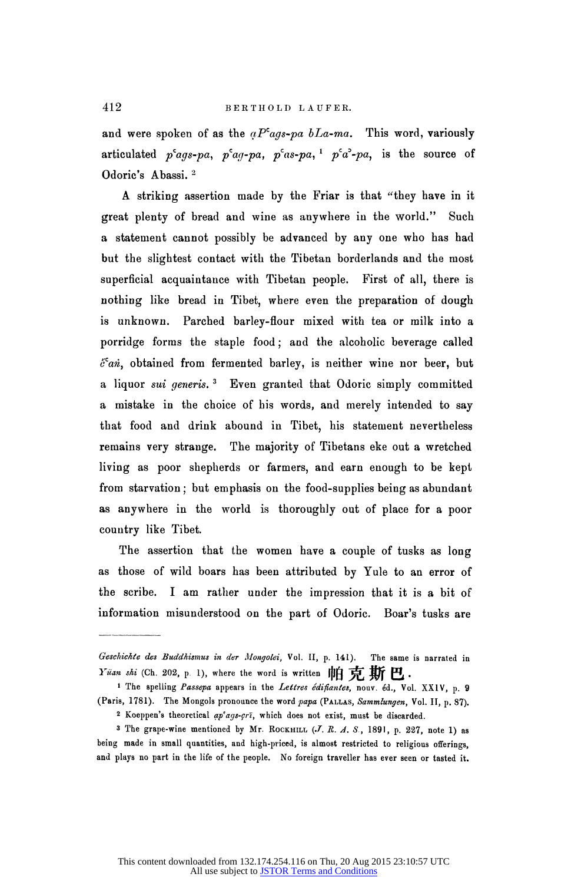and were spoken of as the *ạPʻags-pa bLa-ma*. This word, variously articulated *pʻags-pa*, *pʻag-pa*, *pʻas-pa*, [1] *pʻaʼ-pa*, is the source of Odoric's Abassi. [2]

A striking assertion made by the Friar is that "they have in it great plenty of bread and wine as anywhere in the world." Such a statement cannot possibly be advanced by any one who has had but the slightest contact with the Tibetan borderlands and the most superficial acquaintance with Tibetan people. First of all, there is nothing like bread in Tibet, where even the preparation of dough is unknown. Parched barley-flour mixed with tea or milk into a porridge forms the staple food; and the alcoholic beverage called *čʻaṅ*, obtained from fermented barley, is neither wine nor beer, but a liquor *sui generis*. [3] Even granted that Odoric simply committed a mistake in the choice of his words, and merely intended to say that food and drink abound in Tibet, his statement nevertheless remains very strange. The majority of Tibetans eke out a wretched living as poor shepherds or farmers, and earn enough to be kept from starvation; but emphasis on the food-supplies being as abundant as anywhere in the world is thoroughly out of place for a poor country like Tibet.

The assertion that the women have a couple of tusks as long as those of wild boars has been attributed by Yule to an error of the scribe. I am rather under the impression that it is a bit of information misunderstood on the part of Odoric. Boar's tusks are

---

*Geschichte des Buddhismus in der Mongolei*, Vol. II, p. 141). The same is narrated in *Yüan shi* (Ch. 202, p. 1), where the word is written 帕克斯巴.

[1] The spelling *Passepa* appears in the *Lettres édifiantes*, nouv. éd., Vol. XXIV, p. 9 (Paris, 1781). The Mongols pronounce the word *papa* (PALLAS, *Sammlungen*, Vol. II, p. 87).

[2] Koeppen's theoretical *ạpʻags-çrī*, which does not exist, must be discarded.

[3] The grape-wine mentioned by Mr. ROCKHILL (*J. R. A. S.*, 1891, p. 227, note 1) as being made in small quantities, and high-priced, is almost restricted to religious offerings, and plays no part in the life of the people. No foreign traveller has ever seen or tasted it.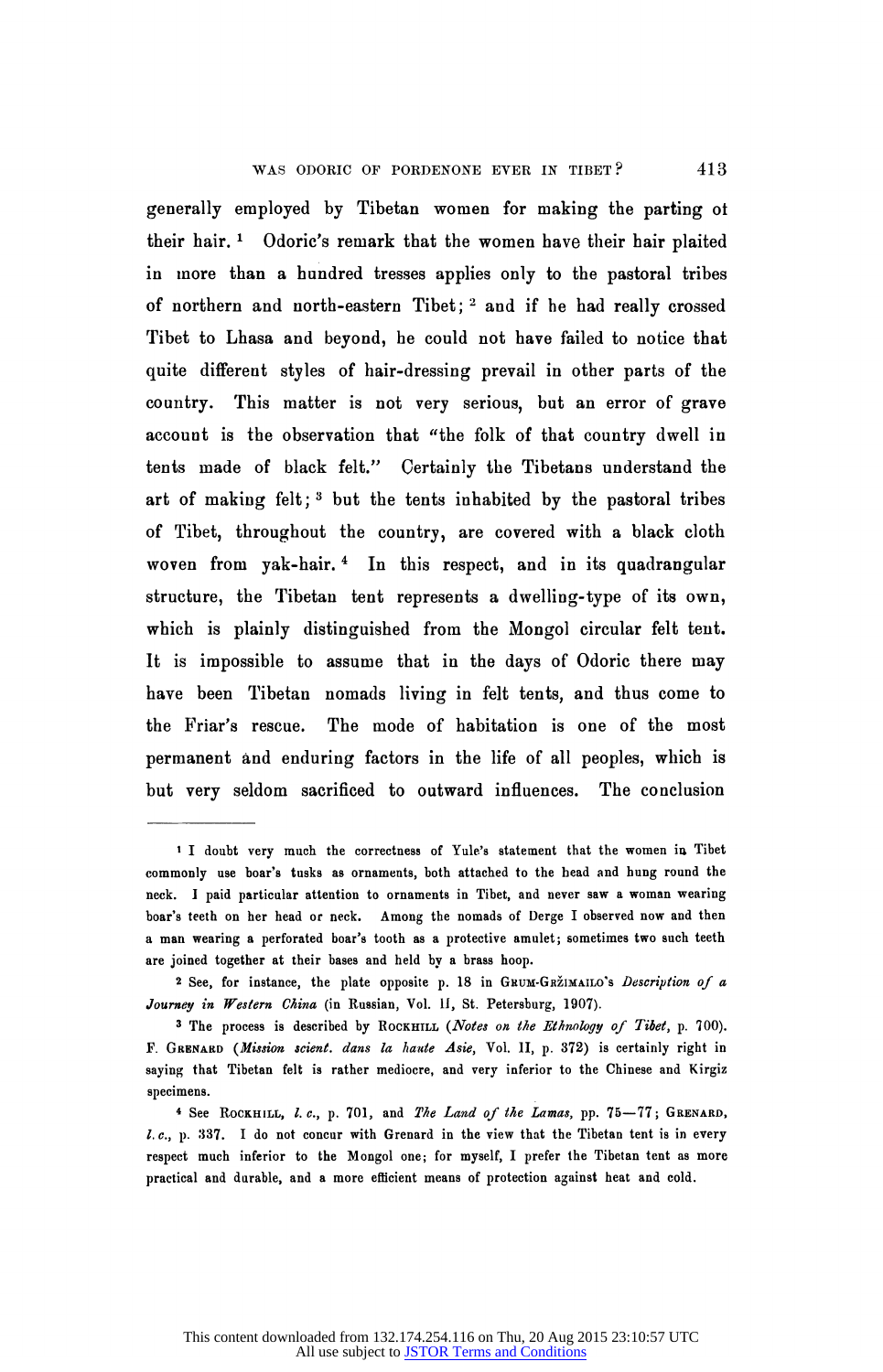generally employed by Tibetan women for making the parting ot their hair.[1] Odoric's remark that the women have their hair plaited in more than a hundred tresses applies only to the pastoral tribes of northern and north-eastern Tibet;[2] and if he had really crossed Tibet to Lhasa and beyond, he could not have failed to notice that quite different styles of hair-dressing prevail in other parts of the country. This matter is not very serious, but an error of grave account is the observation that "the folk of that country dwell in tents made of black felt." Certainly the Tibetans understand the art of making felt;[3] but the tents inhabited by the pastoral tribes of Tibet, throughout the country, are covered with a black cloth woven from yak-hair.[4] In this respect, and in its quadrangular structure, the Tibetan tent represents a dwelling-type of its own, which is plainly distinguished from the Mongol circular felt tent. It is impossible to assume that in the days of Odoric there may have been Tibetan nomads living in felt tents, and thus come to the Friar's rescue. The mode of habitation is one of the most permanent and enduring factors in the life of all peoples, which is but very seldom sacrificed to outward influences. The conclusion

---

[1] I doubt very much the correctness of Yule's statement that the women in Tibet commonly use boar's tusks as ornaments, both attached to the head and hung round the neck. I paid particular attention to ornaments in Tibet, and never saw a woman wearing boar's teeth on her head or neck. Among the nomads of Derge I observed now and then a man wearing a perforated boar's tooth as a protective amulet; sometimes two such teeth are joined together at their bases and held by a brass hoop.

[2] See, for instance, the plate opposite p. 18 in Grum-Gržimailo's *Description of a Journey in Western China* (in Russian, Vol. II, St. Petersburg, 1907).

[3] The process is described by Rockhill (*Notes on the Ethnology of Tibet*, p. 700). F. Grenard (*Mission scient. dans la haute Asie*, Vol. II, p. 372) is certainly right in saying that Tibetan felt is rather mediocre, and very inferior to the Chinese and Kirgiz specimens.

[4] See Rockhill, *l. c.*, p. 701, and *The Land of the Lamas*, pp. 75—77; Grenard, *l. c.*, p. 337. I do not concur with Grenard in the view that the Tibetan tent is in every respect much inferior to the Mongol one; for myself, I prefer the Tibetan tent as more practical and durable, and a more efficient means of protection against heat and cold.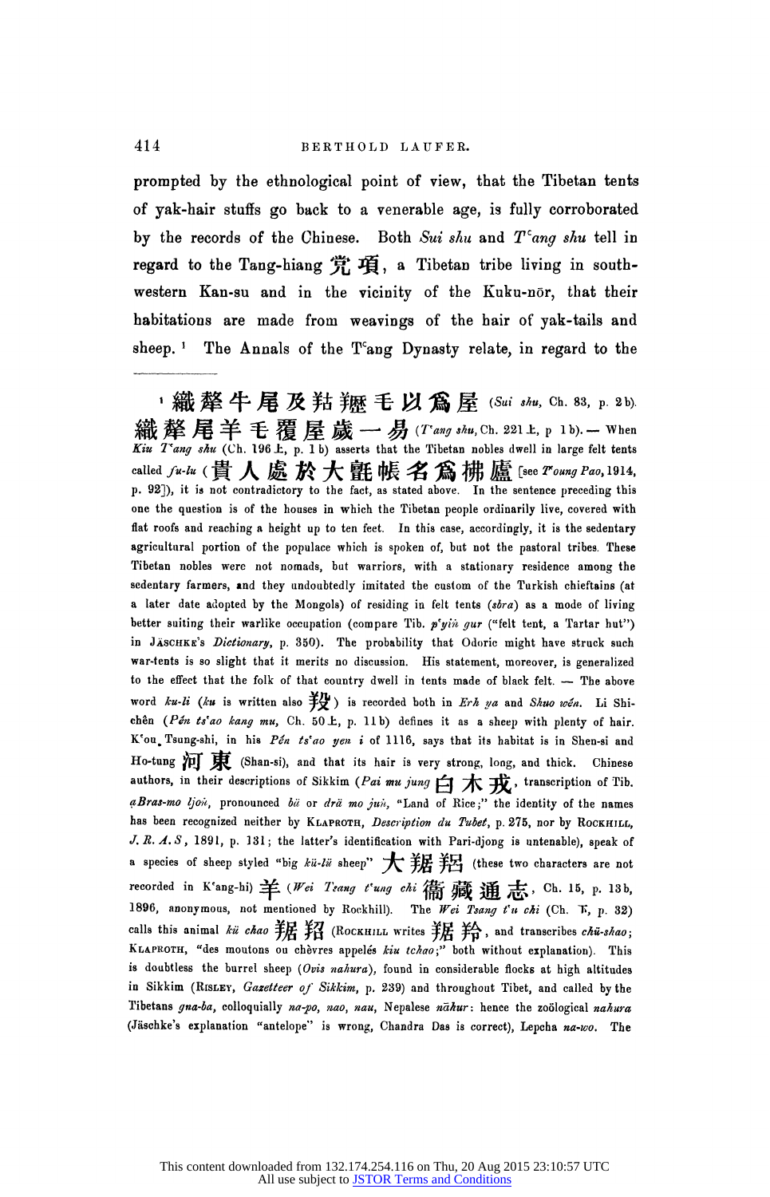prompted by the ethnological point of view, that the Tibetan tents of yak-hair stuffs go back to a venerable age, is fully corroborated by the records of the Chinese. Both *Sui shu* and *T'ang shu* tell in regard to the Tang-hiang 党項, a Tibetan tribe living in south-western Kan-su and in the vicinity of the Kuku-nōr, that their habitations are made from weavings of the hair of yak-tails and sheep.[1] The Annals of the T'ang Dynasty relate, in regard to the

---

[1] 織犛牛尾及羖䍽毛以爲屋 (*Sui shu*, Ch. 83, p. 2b). 織犛尾羊毛覆屋歲一易 (*T'ang shu*, Ch. 221 上, p 1b). — When *Kiu T'ang shu* (Ch. 196 上, p. 1b) asserts that the Tibetan nobles dwell in large felt tents called *fu-lu* (貴人處於大氈帳名爲拂廬 [see *T'oung Pao*, 1914, p. 92]), it is not contradictory to the fact, as stated above. In the sentence preceding this one the question is of the houses in which the Tibetan people ordinarily live, covered with flat roofs and reaching a height up to ten feet. In this case, accordingly, it is the sedentary agricultural portion of the populace which is spoken of, but not the pastoral tribes. These Tibetan nobles were not nomads, but warriors, with a stationary residence among the sedentary farmers, and they undoubtedly imitated the custom of the Turkish chieftains (at a later date adopted by the Mongols) of residing in felt tents (*sbra*) as a mode of living better suiting their warlike occupation (compare Tib. *p'yiṅ gur* ("felt tent, a Tartar hut") in JÄSCHKE's *Dictionary*, p. 350). The probability that Odoric might have struck such war-tents is so slight that it merits no discussion. His statement, moreover, is generalized to the effect that the folk of that country dwell in tents made of black felt. — The above word *ku-li* (*ku* is written also 羖) is recorded both in *Erh ya* and *Shuo wên*. Li Shi-chên (*Pên ts'ao kang mu*, Ch. 50 上, p. 11b) defines it as a sheep with plenty of hair. K'ou Tsung-shi, in his *Pên ts'ao yen i* of 1116, says that its habitat is in Shen-si and Ho-tung 河東 (Shan-si), and that its hair is very strong, long, and thick. Chinese authors, in their descriptions of Sikkim (*Pai mu jung* 白木戎, transcription of Tib. *aBras-mo ljoṅ*, pronounced *bä* or *drä mo juṅ*, "Land of Rice;" the identity of the names has been recognized neither by KLAPROTH, *Description du Tubet*, p. 275, nor by ROCKHILL, *J. R. A. S*, 1891, p. 131; the latter's identification with Pari-djong is untenable), speak of a species of sheep styled "big *kü-lü* sheep" 大羪羦 (these two characters are not recorded in K'ang-hi) 羊 (*Wei Tsang t'ung chi* 衞藏通志, Ch. 15, p. 13b, 1896, anonymous, not mentioned by Rockhill). The *Wei Tsang t'u chi* (Ch. 下, p. 32) calls this animal *kü chao* 羪羦 (ROCKHILL writes 羪羚, and transcribes *chü-shao*; KLAPROTH, "des moutons ou chèvres appelés *kiu tchao*;" both without explanation). This is doubtless the burrel sheep (*Ovis nahura*), found in considerable flocks at high altitudes in Sikkim (RISLEY, *Gazetteer of Sikkim*, p. 239) and throughout Tibet, and called by the Tibetans *gna-ba*, colloquially *na-po*, *nao*, *nau*, Nepalese *nāhur*: hence the zoölogical *nahura* (Jäschke's explanation "antelope" is wrong, Chandra Das is correct), Lepcha *na-wo*. The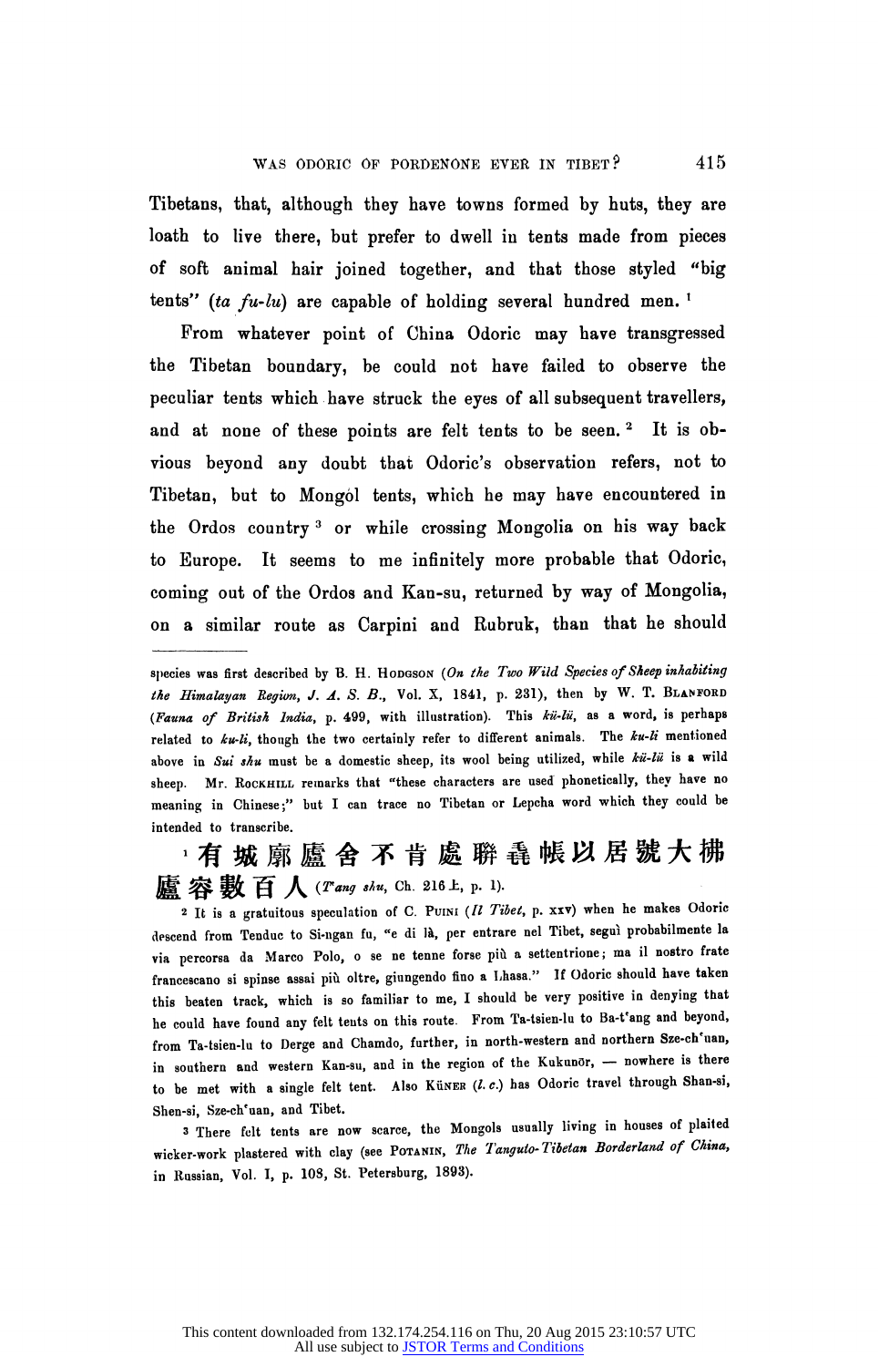Tibetans, that, although they have towns formed by huts, they are loath to live there, but prefer to dwell in tents made from pieces of soft animal hair joined together, and that those styled "big tents" (*ta fu-lu*) are capable of holding several hundred men. [1]

From whatever point of China Odoric may have transgressed the Tibetan boundary, he could not have failed to observe the peculiar tents which have struck the eyes of all subsequent travellers, and at none of these points are felt tents to be seen. [2] It is obvious beyond any doubt that Odoric's observation refers, not to Tibetan, but to Mongol tents, which he may have encountered in the Ordos country [3] or while crossing Mongolia on his way back to Europe. It seems to me infinitely more probable that Odoric, coming out of the Ordos and Kan-su, returned by way of Mongolia, on a similar route as Carpini and Rubruk, than that he should

---

species was first described by B. H. Hodgson (*On the Two Wild Species of Sheep inhabiting the Himalayan Region*, *J. A. S. B.*, Vol. X, 1841, p. 231), then by W. T. Blanford (*Fauna of British India*, p. 499, with illustration). This *kü-lü*, as a word, is perhaps related to *ku-li*, though the two certainly refer to different animals. The *ku-li* mentioned above in *Sui shu* must be a domestic sheep, its wool being utilized, while *kü-lü* is a wild sheep. Mr. Rockhill remarks that "these characters are used phonetically, they have no meaning in Chinese;" but I can trace no Tibetan or Lepcha word which they could be intended to transcribe.

[1] 有城廓廬舍不肯處聯毳帳以居號大拂廬容數百人 (*T'ang shu*, Ch. 216上, p. 1).

[2] It is a gratuitous speculation of C. Puini (*Il Tibet*, p. xxv) when he makes Odoric descend from Tenduc to Si-ngan fu, "e di là, per entrare nel Tibet, seguì probabilmente la via percorsa da Marco Polo, o se ne tenne forse più a settentrione; ma il nostro frate francescano si spinse assai più oltre, giungendo fino a Lhasa." If Odoric should have taken this beaten track, which is so familiar to me, I should be very positive in denying that he could have found any felt tents on this route. From Ta-tsien-lu to Ba-t'ang and beyond, from Ta-tsien-lu to Derge and Chamdo, further, in north-western and northern Sze-ch'uan, in southern and western Kan-su, and in the region of the Kukunōr, — nowhere is there to be met with a single felt tent. Also Küner (*l. c.*) has Odoric travel through Shan-si, Shen-si, Sze-ch'uan, and Tibet.

[3] There felt tents are now scarce, the Mongols usually living in houses of plaited wicker-work plastered with clay (see Potanin, *The Tanguto-Tibetan Borderland of China*, in Russian, Vol. I, p. 108, St. Petersburg, 1893).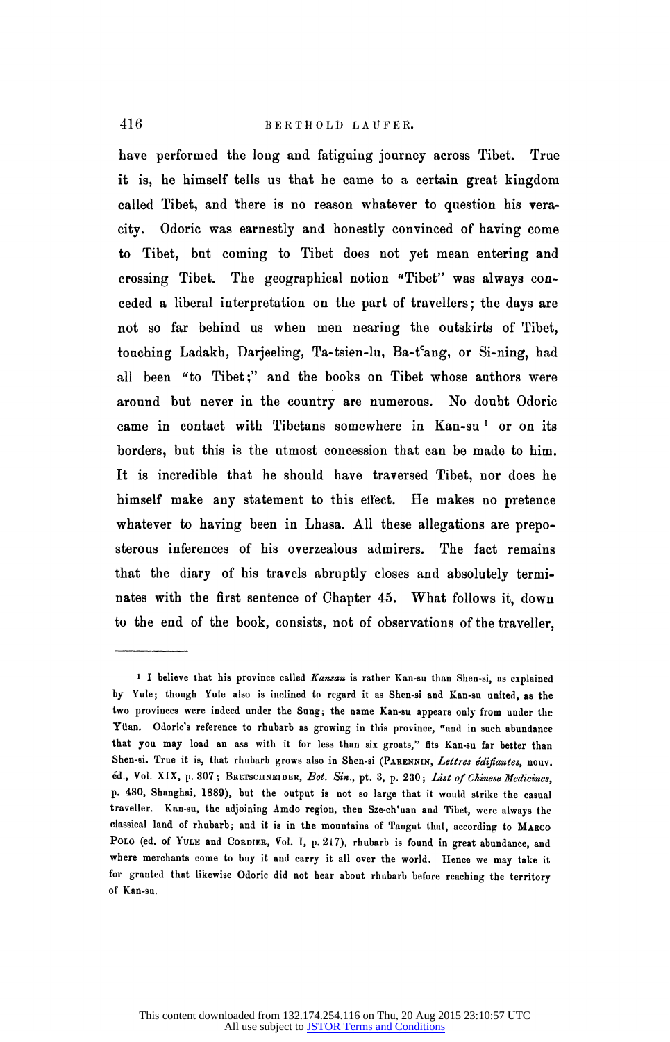have performed the long and fatiguing journey across Tibet. True it is, he himself tells us that he came to a certain great kingdom called Tibet, and there is no reason whatever to question his veracity. Odoric was earnestly and honestly convinced of having come to Tibet, but coming to Tibet does not yet mean entering and crossing Tibet. The geographical notion "Tibet" was always conceded a liberal interpretation on the part of travellers; the days are not so far behind us when men nearing the outskirts of Tibet, touching Ladakh, Darjeeling, Ta-tsien-lu, Ba-t'ang, or Si-ning, had all been "to Tibet;" and the books on Tibet whose authors were around but never in the country are numerous. No doubt Odoric came in contact with Tibetans somewhere in Kan-su[1] or on its borders, but this is the utmost concession that can be made to him. It is incredible that he should have traversed Tibet, nor does he himself make any statement to this effect. He makes no pretence whatever to having been in Lhasa. All these allegations are preposterous inferences of his overzealous admirers. The fact remains that the diary of his travels abruptly closes and absolutely terminates with the first sentence of Chapter 45. What follows it, down to the end of the book, consists, not of observations of the traveller,

---

[1] I believe that his province called *Kansan* is rather Kan-su than Shen-si, as explained by Yule; though Yule also is inclined to regard it as Shen-si and Kan-su united, as the two provinces were indeed under the Sung; the name Kan-su appears only from under the Yüan. Odoric's reference to rhubarb as growing in this province, "and in such abundance that you may load an ass with it for less than six groats," fits Kan-su far better than Shen-si. True it is, that rhubarb grows also in Shen-si (PARENNIN, *Lettres édifiantes*, nouv. éd., Vol. XIX, p. 307; BRETSCHNEIDER, *Bot. Sin.*, pt. 3, p. 230; *List of Chinese Medicines*, p. 480, Shanghai, 1889), but the output is not so large that it would strike the casual traveller. Kan-su, the adjoining Amdo region, then Sze-ch'uan and Tibet, were always the classical land of rhubarb; and it is in the mountains of Tangut that, according to MARCO POLO (ed. of YULE and CORDIER, Vol. I, p. 217), rhubarb is found in great abundance, and where merchants come to buy it and carry it all over the world. Hence we may take it for granted that likewise Odoric did not hear about rhubarb before reaching the territory of Kan-su.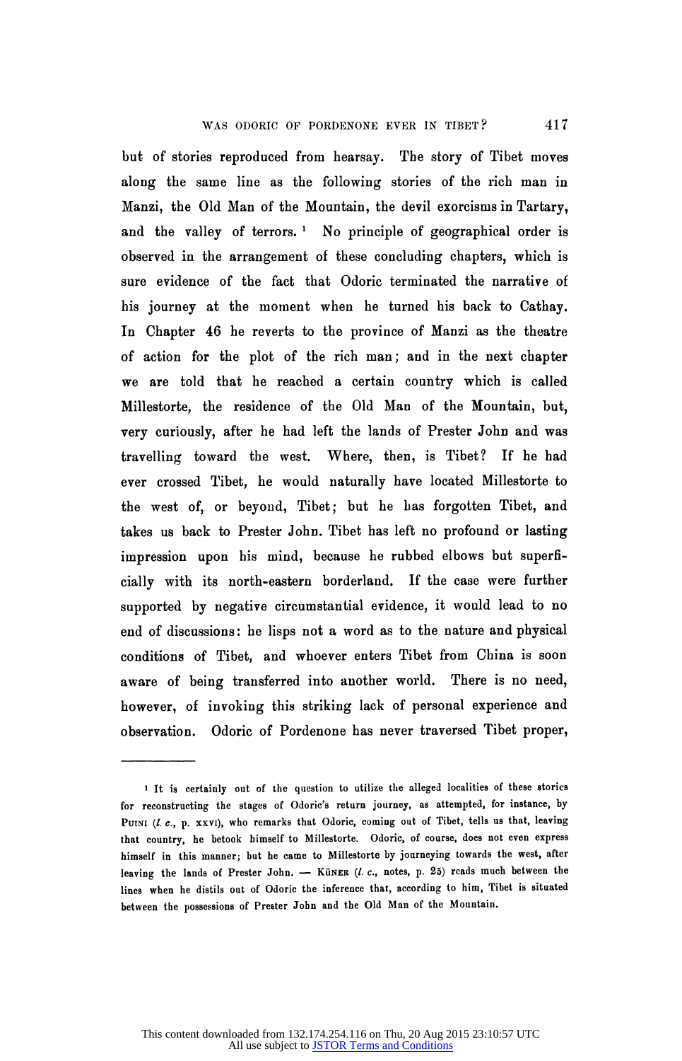but of stories reproduced from hearsay. The story of Tibet moves along the same line as the following stories of the rich man in Manzi, the Old Man of the Mountain, the devil exorcisms in Tartary, and the valley of terrors.[1] No principle of geographical order is observed in the arrangement of these concluding chapters, which is sure evidence of the fact that Odoric terminated the narrative of his journey at the moment when he turned his back to Cathay. In Chapter 46 he reverts to the province of Manzi as the theatre of action for the plot of the rich man; and in the next chapter we are told that he reached a certain country which is called Millestorte, the residence of the Old Man of the Mountain, but, very curiously, after he had left the lands of Prester John and was travelling toward the west. Where, then, is Tibet? If he had ever crossed Tibet, he would naturally have located Millestorte to the west of, or beyond, Tibet; but he has forgotten Tibet, and takes us back to Prester John. Tibet has left no profound or lasting impression upon his mind, because he rubbed elbows but superficially with its north-eastern borderland. If the case were further supported by negative circumstantial evidence, it would lead to no end of discussions: he lisps not a word as to the nature and physical conditions of Tibet, and whoever enters Tibet from China is soon aware of being transferred into another world. There is no need, however, of invoking this striking lack of personal experience and observation. Odoric of Pordenone has never traversed Tibet proper,

---

[1] It is certainly out of the question to utilize the alleged localities of these stories for reconstructing the stages of Odoric's return journey, as attempted, for instance, by Puini (*l. c.*, p. XXVI), who remarks that Odoric, coming out of Tibet, tells us that, leaving that country, he betook himself to Millestorte. Odoric, of course, does not even express himself in this manner; but he came to Millestorte by journeying towards the west, after leaving the lands of Prester John. — Küner (*l. c.*, notes, p. 25) reads much between the lines when he distils out of Odoric the inference that, according to him, Tibet is situated between the possessions of Prester John and the Old Man of the Mountain.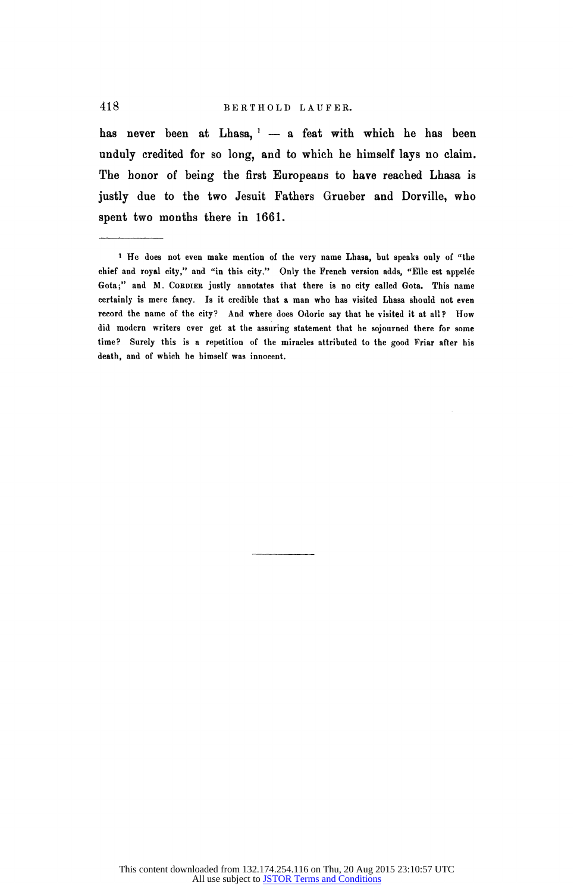has never been at Lhasa,[1] — a feat with which he has been unduly credited for so long, and to which he himself lays no claim. The honor of being the first Europeans to have reached Lhasa is justly due to the two Jesuit Fathers Grueber and Dorville, who spent two months there in 1661.

---

[1] He does not even make mention of the very name Lhasa, but speaks only of "the chief and royal city," and "in this city." Only the French version adds, "Elle est appelée Gota;" and M. Cordier justly annotates that there is no city called Gota. This name certainly is mere fancy. Is it credible that a man who has visited Lhasa should not even record the name of the city? And where does Odoric say that he visited it at all? How did modern writers ever get at the assuring statement that he sojourned there for some time? Surely this is a repetition of the miracles attributed to the good Friar after his death, and of which he himself was innocent.